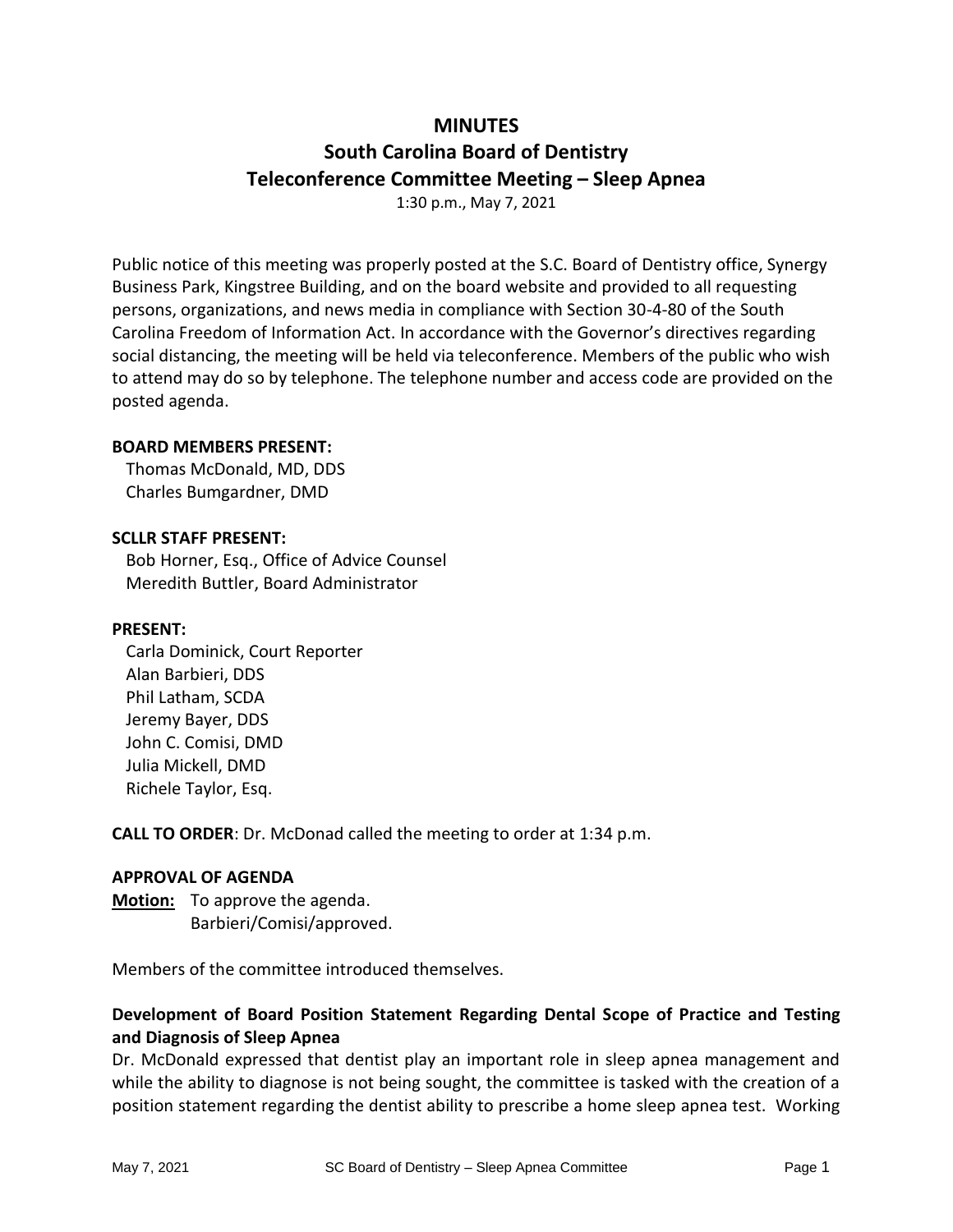# MINUTES

## South Carolina Board of Dentistry

## Teleconference Committee Meeting – Sleep Apnea

1:30 p.m., May 7, 2021

Public notice of this meeting was properly posted at the S.C. Board of Dentistry office, Synergy Business Park, Kingstree Building, and on the board website and provided to all requesting persons, organizations, and news media in compliance with Section 30-4-80 of the South Carolina Freedom of Information Act. In accordance with the Governor's directives regarding social distancing, the meeting will be held via teleconference. Members of the public who wish to attend may do so by telephone. The telephone number and access code are provided on the posted agenda.

**BOARD MEMBERS PRESENT:**
Thomas McDonald, MD, DDS
Charles Bumgardner, DMD

**SCLLR STAFF PRESENT:**
Bob Horner, Esq., Office of Advice Counsel
Meredith Buttler, Board Administrator

**PRESENT:**
Carla Dominick, Court Reporter
Alan Barbieri, DDS
Phil Latham, SCDA
Jeremy Bayer, DDS
John C. Comisi, DMD
Julia Mickell, DMD
Richele Taylor, Esq.

**CALL TO ORDER**: Dr. McDonad called the meeting to order at 1:34 p.m.

**APPROVAL OF AGENDA**

**Motion:** To approve the agenda.
Barbieri/Comisi/approved.

Members of the committee introduced themselves.

**Development of Board Position Statement Regarding Dental Scope of Practice and Testing and Diagnosis of Sleep Apnea**

Dr. McDonald expressed that dentist play an important role in sleep apnea management and while the ability to diagnose is not being sought, the committee is tasked with the creation of a position statement regarding the dentist ability to prescribe a home sleep apnea test. Working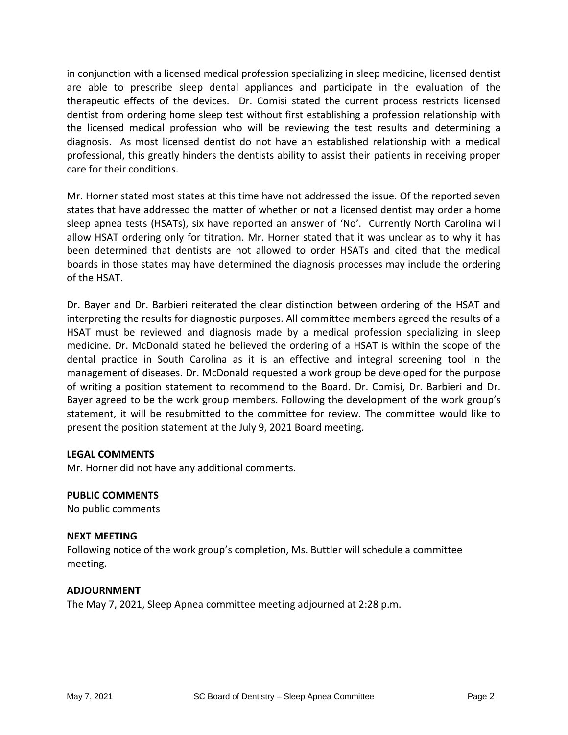in conjunction with a licensed medical profession specializing in sleep medicine, licensed dentist are able to prescribe sleep dental appliances and participate in the evaluation of the therapeutic effects of the devices. Dr. Comisi stated the current process restricts licensed dentist from ordering home sleep test without first establishing a profession relationship with the licensed medical profession who will be reviewing the test results and determining a diagnosis. As most licensed dentist do not have an established relationship with a medical professional, this greatly hinders the dentists ability to assist their patients in receiving proper care for their conditions.

Mr. Horner stated most states at this time have not addressed the issue. Of the reported seven states that have addressed the matter of whether or not a licensed dentist may order a home sleep apnea tests (HSATs), six have reported an answer of 'No'. Currently North Carolina will allow HSAT ordering only for titration. Mr. Horner stated that it was unclear as to why it has been determined that dentists are not allowed to order HSATs and cited that the medical boards in those states may have determined the diagnosis processes may include the ordering of the HSAT.

Dr. Bayer and Dr. Barbieri reiterated the clear distinction between ordering of the HSAT and interpreting the results for diagnostic purposes. All committee members agreed the results of a HSAT must be reviewed and diagnosis made by a medical profession specializing in sleep medicine. Dr. McDonald stated he believed the ordering of a HSAT is within the scope of the dental practice in South Carolina as it is an effective and integral screening tool in the management of diseases. Dr. McDonald requested a work group be developed for the purpose of writing a position statement to recommend to the Board. Dr. Comisi, Dr. Barbieri and Dr. Bayer agreed to be the work group members. Following the development of the work group's statement, it will be resubmitted to the committee for review. The committee would like to present the position statement at the July 9, 2021 Board meeting.

**LEGAL COMMENTS**

Mr. Horner did not have any additional comments.

**PUBLIC COMMENTS**

No public comments

**NEXT MEETING**

Following notice of the work group's completion, Ms. Buttler will schedule a committee meeting.

**ADJOURNMENT**

The May 7, 2021, Sleep Apnea committee meeting adjourned at 2:28 p.m.